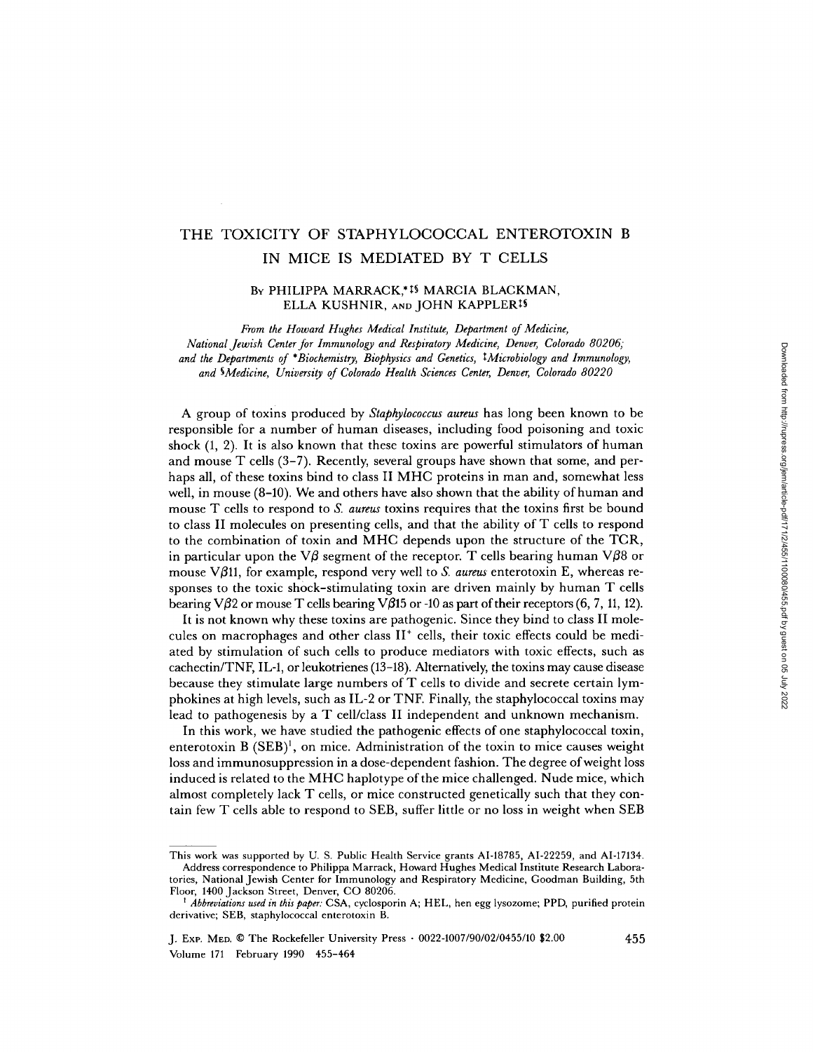# THE TOXICITY OF STAPHYLOCOCCAL ENTEROTOXIN B IN MICE IS MEDIATED BY T CELLS

By PHILIPPA MARRACK,*‡§ MARCIA BLACKMAN, ELLA KUSHNIR, AND JOHN KAPPLER‡§

*From the Howard Hughes Medical Institute, Department of Medicine, National Jewish Center for Immunology and Respiratory Medicine, Denver, Colorado 80206; and the Departments of \*Biochemistry, Biophysics and Genetics, ‡Microbiology and Immunology, and §Medicine, University of Colorado Health Sciences Center, Denver, Colorado 80220*

A group of toxins produced by *Staphylococcus aureus* has long been known to be responsible for a number of human diseases, including food poisoning and toxic shock (1, 2). It is also known that these toxins are powerful stimulators of human and mouse T cells (3–7). Recently, several groups have shown that some, and perhaps all, of these toxins bind to class II MHC proteins in man and, somewhat less well, in mouse (8–10). We and others have also shown that the ability of human and mouse T cells to respond to *S. aureus* toxins requires that the toxins first be bound to class II molecules on presenting cells, and that the ability of T cells to respond to the combination of toxin and MHC depends upon the structure of the TCR, in particular upon the Vβ segment of the receptor. T cells bearing human Vβ8 or mouse Vβ11, for example, respond very well to *S. aureus* enterotoxin E, whereas responses to the toxic shock-stimulating toxin are driven mainly by human T cells bearing Vβ2 or mouse T cells bearing Vβ15 or -10 as part of their receptors (6, 7, 11, 12).

It is not known why these toxins are pathogenic. Since they bind to class II molecules on macrophages and other class II$^+$ cells, their toxic effects could be mediated by stimulation of such cells to produce mediators with toxic effects, such as cachectin/TNF, IL-1, or leukotrienes (13–18). Alternatively, the toxins may cause disease because they stimulate large numbers of T cells to divide and secrete certain lymphokines at high levels, such as IL-2 or TNF. Finally, the staphylococcal toxins may lead to pathogenesis by a T cell/class II independent and unknown mechanism.

In this work, we have studied the pathogenic effects of one staphylococcal toxin, enterotoxin B (SEB)[1], on mice. Administration of the toxin to mice causes weight loss and immunosuppression in a dose-dependent fashion. The degree of weight loss induced is related to the MHC haplotype of the mice challenged. Nude mice, which almost completely lack T cells, or mice constructed genetically such that they contain few T cells able to respond to SEB, suffer little or no loss in weight when SEB

---

This work was supported by U. S. Public Health Service grants AI-18785, AI-22259, and AI-17134.

Address correspondence to Philippa Marrack, Howard Hughes Medical Institute Research Laboratories, National Jewish Center for Immunology and Respiratory Medicine, Goodman Building, 5th Floor, 1400 Jackson Street, Denver, CO 80206.

[1] *Abbreviations used in this paper:* CSA, cyclosporin A; HEL, hen egg lysozome; PPD, purified protein derivative; SEB, staphylococcal enterotoxin B.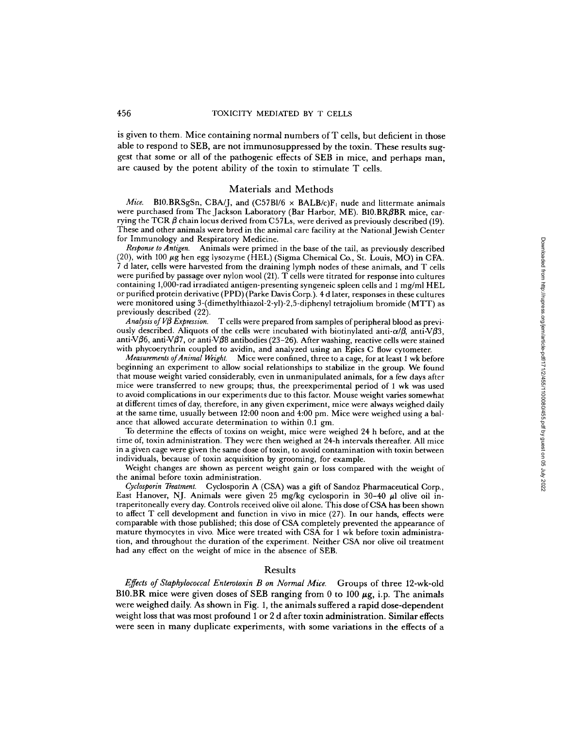is given to them. Mice containing normal numbers of T cells, but deficient in those able to respond to SEB, are not immunosuppressed by the toxin. These results suggest that some or all of the pathogenic effects of SEB in mice, and perhaps man, are caused by the potent ability of the toxin to stimulate T cells.

## Materials and Methods

*Mice.* B10.BRSgSn, CBA/J, and (C57Bl/6 × BALB/c)$F_1$ nude and littermate animals were purchased from The Jackson Laboratory (Bar Harbor, ME). B10.BRβBR mice, carrying the TCR β chain locus derived from C57Ls, were derived as previously described (19). These and other animals were bred in the animal care facility at the National Jewish Center for Immunology and Respiratory Medicine.

*Response to Antigen.* Animals were primed in the base of the tail, as previously described (20), with 100 μg hen egg lysozyme (HEL) (Sigma Chemical Co., St. Louis, MO) in CFA. 7 d later, cells were harvested from the draining lymph nodes of these animals, and T cells were purified by passage over nylon wool (21). T cells were titrated for response into cultures containing 1,000-rad irradiated antigen-presenting syngeneic spleen cells and 1 mg/ml HEL or purified protein derivative (PPD) (Parke Davis Corp.). 4 d later, responses in these cultures were monitored using 3-(dimethylthiazol-2-yl)-2,5-diphenyl tetrajolium bromide (MTT) as previously described (22).

*Analysis of Vβ Expression.* T cells were prepared from samples of peripheral blood as previously described. Aliquots of the cells were incubated with biotinylated anti-α/β, anti-Vβ3, anti-Vβ6, anti-Vβ7, or anti-Vβ8 antibodies (23–26). After washing, reactive cells were stained with phycoerythrin coupled to avidin, and analyzed using an Epics C flow cytometer.

*Measurements of Animal Weight.* Mice were confined, three to a cage, for at least 1 wk before beginning an experiment to allow social relationships to stabilize in the group. We found that mouse weight varied considerably, even in unmanipulated animals, for a few days after mice were transferred to new groups; thus, the preexperimental period of 1 wk was used to avoid complications in our experiments due to this factor. Mouse weight varies somewhat at different times of day, therefore, in any given experiment, mice were always weighed daily at the same time, usually between 12:00 noon and 4:00 pm. Mice were weighed using a balance that allowed accurate determination to within 0.1 gm.

To determine the effects of toxins on weight, mice were weighed 24 h before, and at the time of, toxin administration. They were then weighed at 24-h intervals thereafter. All mice in a given cage were given the same dose of toxin, to avoid contamination with toxin between individuals, because of toxin acquisition by grooming, for example.

Weight changes are shown as percent weight gain or loss compared with the weight of the animal before toxin administration.

*Cyclosporin Treatment.* Cyclosporin A (CSA) was a gift of Sandoz Pharmaceutical Corp., East Hanover, NJ. Animals were given 25 mg/kg cyclosporin in 30–40 μl olive oil intraperitoneally every day. Controls received olive oil alone. This dose of CSA has been shown to affect T cell development and function in vivo in mice (27). In our hands, effects were comparable with those published; this dose of CSA completely prevented the appearance of mature thymocytes in vivo. Mice were treated with CSA for 1 wk before toxin administration, and throughout the duration of the experiment. Neither CSA nor olive oil treatment had any effect on the weight of mice in the absence of SEB.

## Results

*Effects of Staphylococcal Enterotoxin B on Normal Mice.* Groups of three 12-wk-old B10.BR mice were given doses of SEB ranging from 0 to 100 μg, i.p. The animals were weighed daily. As shown in Fig. 1, the animals suffered a rapid dose-dependent weight loss that was most profound 1 or 2 d after toxin administration. Similar effects were seen in many duplicate experiments, with some variations in the effects of a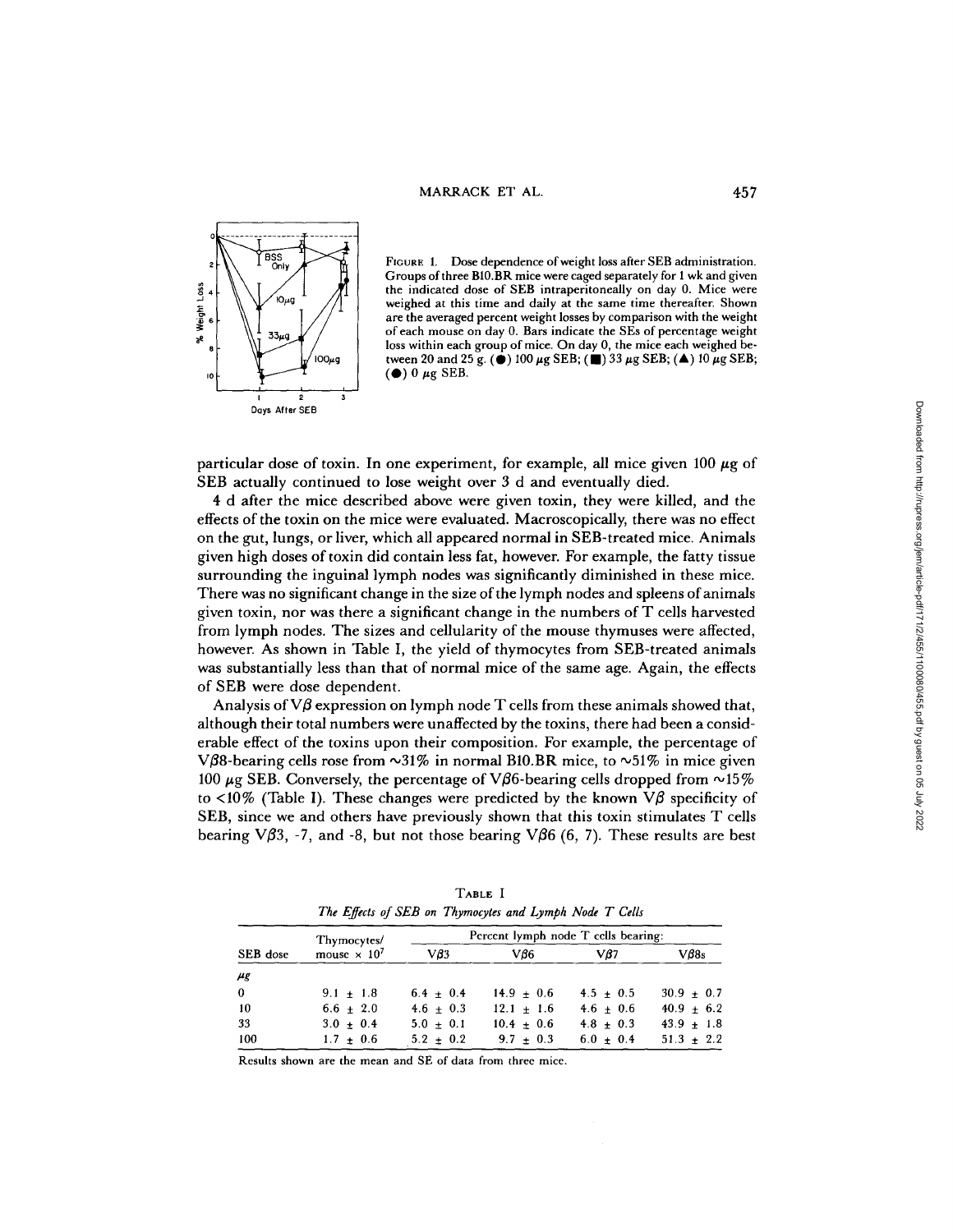FIGURE 1. Dose dependence of weight loss after SEB administration. Groups of three B10.BR mice were caged separately for 1 wk and given the indicated dose of SEB intraperitoneally on day 0. Mice were weighed at this time and daily at the same time thereafter. Shown are the averaged percent weight losses by comparison with the weight of each mouse on day 0. Bars indicate the SEs of percentage weight loss within each group of mice. On day 0, the mice each weighed between 20 and 25 g. (●) 100 μg SEB; (■) 33 μg SEB; (▲) 10 μg SEB; (●) 0 μg SEB.

particular dose of toxin. In one experiment, for example, all mice given 100 μg of SEB actually continued to lose weight over 3 d and eventually died.

4 d after the mice described above were given toxin, they were killed, and the effects of the toxin on the mice were evaluated. Macroscopically, there was no effect on the gut, lungs, or liver, which all appeared normal in SEB-treated mice. Animals given high doses of toxin did contain less fat, however. For example, the fatty tissue surrounding the inguinal lymph nodes was significantly diminished in these mice. There was no significant change in the size of the lymph nodes and spleens of animals given toxin, nor was there a significant change in the numbers of T cells harvested from lymph nodes. The sizes and cellularity of the mouse thymuses were affected, however. As shown in Table I, the yield of thymocytes from SEB-treated animals was substantially less than that of normal mice of the same age. Again, the effects of SEB were dose dependent.

Analysis of Vβ expression on lymph node T cells from these animals showed that, although their total numbers were unaffected by the toxins, there had been a considerable effect of the toxins upon their composition. For example, the percentage of Vβ8-bearing cells rose from ~31% in normal B10.BR mice, to ~51% in mice given 100 μg SEB. Conversely, the percentage of Vβ6-bearing cells dropped from ~15% to <10% (Table I). These changes were predicted by the known Vβ specificity of SEB, since we and others have previously shown that this toxin stimulates T cells bearing Vβ3, -7, and -8, but not those bearing Vβ6 (6, 7). These results are best

TABLE I
*The Effects of SEB on Thymocytes and Lymph Node T Cells*

| SEB dose | Thymocytes/ mouse × $10^7$ | Percent lymph node T cells bearing: | | | |
|---|---|---|---|---|---|
| | | Vβ3 | Vβ6 | Vβ7 | Vβ8s |
| μg | | | | | |
| 0 | 9.1 ± 1.8 | 6.4 ± 0.4 | 14.9 ± 0.6 | 4.5 ± 0.5 | 30.9 ± 0.7 |
| 10 | 6.6 ± 2.0 | 4.6 ± 0.3 | 12.1 ± 1.6 | 4.6 ± 0.6 | 40.9 ± 6.2 |
| 33 | 3.0 ± 0.4 | 5.0 ± 0.1 | 10.4 ± 0.6 | 4.8 ± 0.3 | 43.9 ± 1.8 |
| 100 | 1.7 ± 0.6 | 5.2 ± 0.2 | 9.7 ± 0.3 | 6.0 ± 0.4 | 51.3 ± 2.2 |

Results shown are the mean and SE of data from three mice.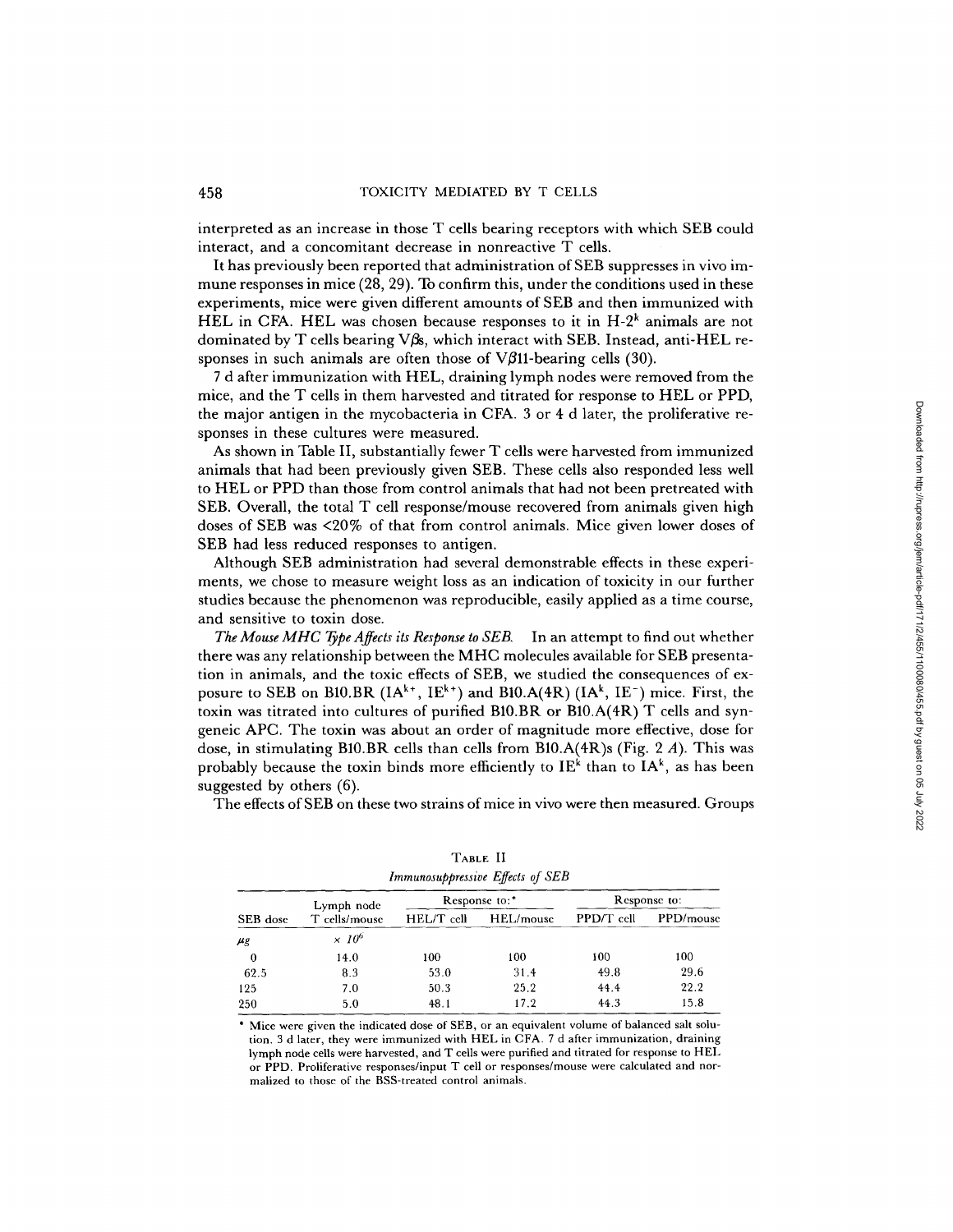interpreted as an increase in those T cells bearing receptors with which SEB could interact, and a concomitant decrease in nonreactive T cells.

It has previously been reported that administration of SEB suppresses in vivo immune responses in mice (28, 29). To confirm this, under the conditions used in these experiments, mice were given different amounts of SEB and then immunized with HEL in CFA. HEL was chosen because responses to it in H-$2^k$ animals are not dominated by T cells bearing Vβs, which interact with SEB. Instead, anti-HEL responses in such animals are often those of Vβ11-bearing cells (30).

7 d after immunization with HEL, draining lymph nodes were removed from the mice, and the T cells in them harvested and titrated for response to HEL or PPD, the major antigen in the mycobacteria in CFA. 3 or 4 d later, the proliferative responses in these cultures were measured.

As shown in Table II, substantially fewer T cells were harvested from immunized animals that had been previously given SEB. These cells also responded less well to HEL or PPD than those from control animals that had not been pretreated with SEB. Overall, the total T cell response/mouse recovered from animals given high doses of SEB was <20% of that from control animals. Mice given lower doses of SEB had less reduced responses to antigen.

Although SEB administration had several demonstrable effects in these experiments, we chose to measure weight loss as an indication of toxicity in our further studies because the phenomenon was reproducible, easily applied as a time course, and sensitive to toxin dose.

*The Mouse MHC Type Affects its Response to SEB.* In an attempt to find out whether there was any relationship between the MHC molecules available for SEB presentation in animals, and the toxic effects of SEB, we studied the consequences of exposure to SEB on B10.BR ($IA^{k+}$, $IE^{k+}$) and B10.A(4R) ($IA^k$, $IE^-$) mice. First, the toxin was titrated into cultures of purified B10.BR or B10.A(4R) T cells and syngeneic APC. The toxin was about an order of magnitude more effective, dose for dose, in stimulating B10.BR cells than cells from B10.A(4R)s (Fig. 2 *A*). This was probably because the toxin binds more efficiently to $IE^k$ than to $IA^k$, as has been suggested by others (6).

The effects of SEB on these two strains of mice in vivo were then measured. Groups

TABLE II
*Immunosuppressive Effects of SEB*

| SEB dose | Lymph node T cells/mouse | Response to:* | | Response to: | |
|---|---|---|---|---|---|
| | | HEL/T cell | HEL/mouse | PPD/T cell | PPD/mouse |
| *μg* | $\times 10^6$ | | | | |
| 0 | 14.0 | 100 | 100 | 100 | 100 |
| 62.5 | 8.3 | 53.0 | 31.4 | 49.8 | 29.6 |
| 125 | 7.0 | 50.3 | 25.2 | 44.4 | 22.2 |
| 250 | 5.0 | 48.1 | 17.2 | 44.3 | 15.8 |

\* Mice were given the indicated dose of SEB, or an equivalent volume of balanced salt solution. 3 d later, they were immunized with HEL in CFA. 7 d after immunization, draining lymph node cells were harvested, and T cells were purified and titrated for response to HEL or PPD. Proliferative responses/input T cell or responses/mouse were calculated and normalized to those of the BSS-treated control animals.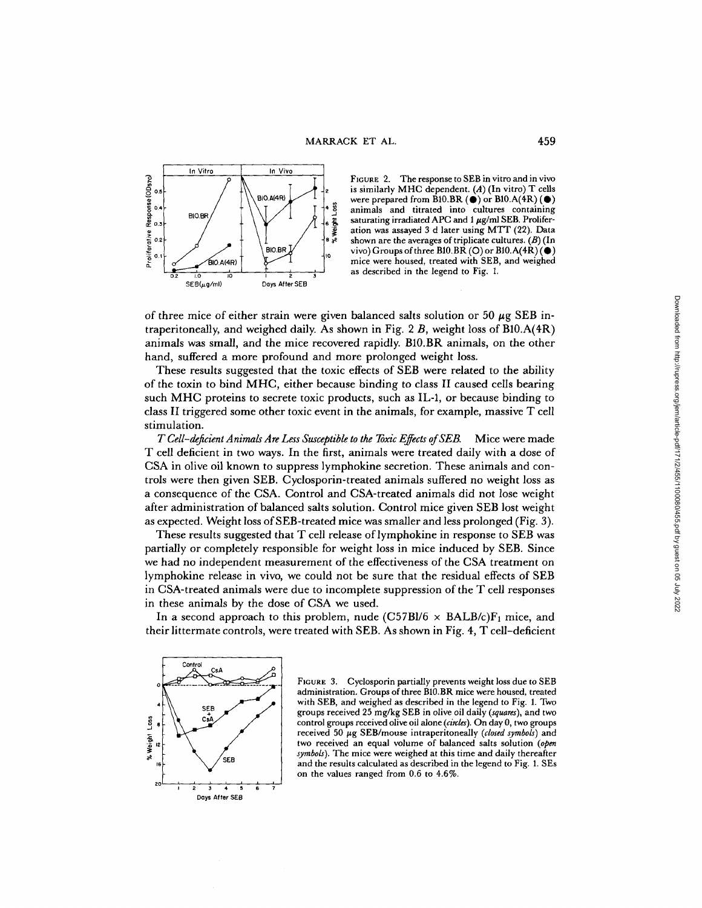FIGURE 2. The response to SEB in vitro and in vivo is similarly MHC dependent. (*A*) (In vitro) T cells were prepared from B10.BR (●) or B10.A(4R) (●) animals and titrated into cultures containing saturating irradiated APC and 1 μg/ml SEB. Proliferation was assayed 3 d later using MTT (22). Data shown are the averages of triplicate cultures. (*B*) (In vivo) Groups of three B10.BR (○) or B10.A(4R) (●) mice were housed, treated with SEB, and weighed as described in the legend to Fig. 1.

of three mice of either strain were given balanced salts solution or 50 μg SEB intraperitoneally, and weighed daily. As shown in Fig. 2 *B*, weight loss of B10.A(4R) animals was small, and the mice recovered rapidly. B10.BR animals, on the other hand, suffered a more profound and more prolonged weight loss.

These results suggested that the toxic effects of SEB were related to the ability of the toxin to bind MHC, either because binding to class II caused cells bearing such MHC proteins to secrete toxic products, such as IL-1, or because binding to class II triggered some other toxic event in the animals, for example, massive T cell stimulation.

*T Cell-deficient Animals Are Less Susceptible to the Toxic Effects of SEB.* Mice were made T cell deficient in two ways. In the first, animals were treated daily with a dose of CSA in olive oil known to suppress lymphokine secretion. These animals and controls were then given SEB. Cyclosporin-treated animals suffered no weight loss as a consequence of the CSA. Control and CSA-treated animals did not lose weight after administration of balanced salts solution. Control mice given SEB lost weight as expected. Weight loss of SEB-treated mice was smaller and less prolonged (Fig. 3).

These results suggested that T cell release of lymphokine in response to SEB was partially or completely responsible for weight loss in mice induced by SEB. Since we had no independent measurement of the effectiveness of the CSA treatment on lymphokine release in vivo, we could not be sure that the residual effects of SEB in CSA-treated animals were due to incomplete suppression of the T cell responses in these animals by the dose of CSA we used.

In a second approach to this problem, nude (C57Bl/6 × BALB/c)$F_1$ mice, and their littermate controls, were treated with SEB. As shown in Fig. 4, T cell–deficient

FIGURE 3. Cyclosporin partially prevents weight loss due to SEB administration. Groups of three B10.BR mice were housed, treated with SEB, and weighed as described in the legend to Fig. 1. Two groups received 25 mg/kg SEB in olive oil daily (*squares*), and two control groups received olive oil alone (*circles*). On day 0, two groups received 50 μg SEB/mouse intraperitoneally (*closed symbols*) and two received an equal volume of balanced salts solution (*open symbols*). The mice were weighed at this time and daily thereafter and the results calculated as described in the legend to Fig. 1. SEs on the values ranged from 0.6 to 4.6%.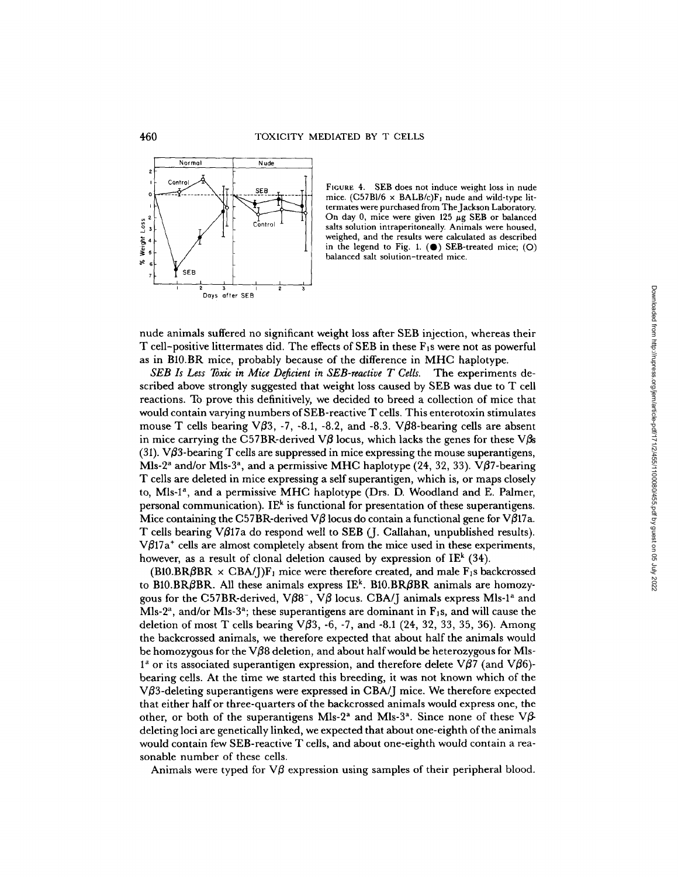FIGURE 4. SEB does not induce weight loss in nude mice. (C57Bl/6 × BALB/c)$F_1$ nude and wild-type littermates were purchased from The Jackson Laboratory. On day 0, mice were given 125 μg SEB or balanced salts solution intraperitoneally. Animals were housed, weighed, and the results were calculated as described in the legend to Fig. 1. (●) SEB-treated mice; (○) balanced salt solution–treated mice.

nude animals suffered no significant weight loss after SEB injection, whereas their T cell–positive littermates did. The effects of SEB in these $F_1$s were not as powerful as in B10.BR mice, probably because of the difference in MHC haplotype.

*SEB Is Less Toxic in Mice Deficient in SEB-reactive T Cells.* The experiments described above strongly suggested that weight loss caused by SEB was due to T cell reactions. To prove this definitively, we decided to breed a collection of mice that would contain varying numbers of SEB-reactive T cells. This enterotoxin stimulates mouse T cells bearing Vβ3, -7, -8.1, -8.2, and -8.3. Vβ8-bearing cells are absent in mice carrying the C57BR-derived Vβ locus, which lacks the genes for these Vβs (31). Vβ3-bearing T cells are suppressed in mice expressing the mouse superantigens, Mls-$2^a$ and/or Mls-$3^a$, and a permissive MHC haplotype (24, 32, 33). Vβ7-bearing T cells are deleted in mice expressing a self superantigen, which is, or maps closely to, Mls-$1^a$, and a permissive MHC haplotype (Drs. D. Woodland and E. Palmer, personal communication). $IE^k$ is functional for presentation of these superantigens. Mice containing the C57BR-derived Vβ locus do contain a functional gene for Vβ17a. T cells bearing Vβ17a do respond well to SEB (J. Callahan, unpublished results). Vβ17a$^+$ cells are almost completely absent from the mice used in these experiments, however, as a result of clonal deletion caused by expression of $IE^k$ (34).

(B10.BRβBR × CBA/J)$F_1$ mice were therefore created, and male $F_1$s backcrossed to B10.BRβBR. All these animals express $IE^k$. B10.BRβBR animals are homozygous for the C57BR-derived, Vβ8$^-$, Vβ locus. CBA/J animals express Mls-$1^a$ and Mls-$2^a$, and/or Mls-$3^a$; these superantigens are dominant in $F_1$s, and will cause the deletion of most T cells bearing Vβ3, -6, -7, and -8.1 (24, 32, 33, 35, 36). Among the backcrossed animals, we therefore expected that about half the animals would be homozygous for the Vβ8 deletion, and about half would be heterozygous for Mls-$1^a$ or its associated superantigen expression, and therefore delete Vβ7 (and Vβ6)-bearing cells. At the time we started this breeding, it was not known which of the Vβ3-deleting superantigens were expressed in CBA/J mice. We therefore expected that either half or three-quarters of the backcrossed animals would express one, the other, or both of the superantigens Mls-$2^a$ and Mls-$3^a$. Since none of these Vβ-deleting loci are genetically linked, we expected that about one-eighth of the animals would contain few SEB-reactive T cells, and about one-eighth would contain a reasonable number of these cells.

Animals were typed for Vβ expression using samples of their peripheral blood.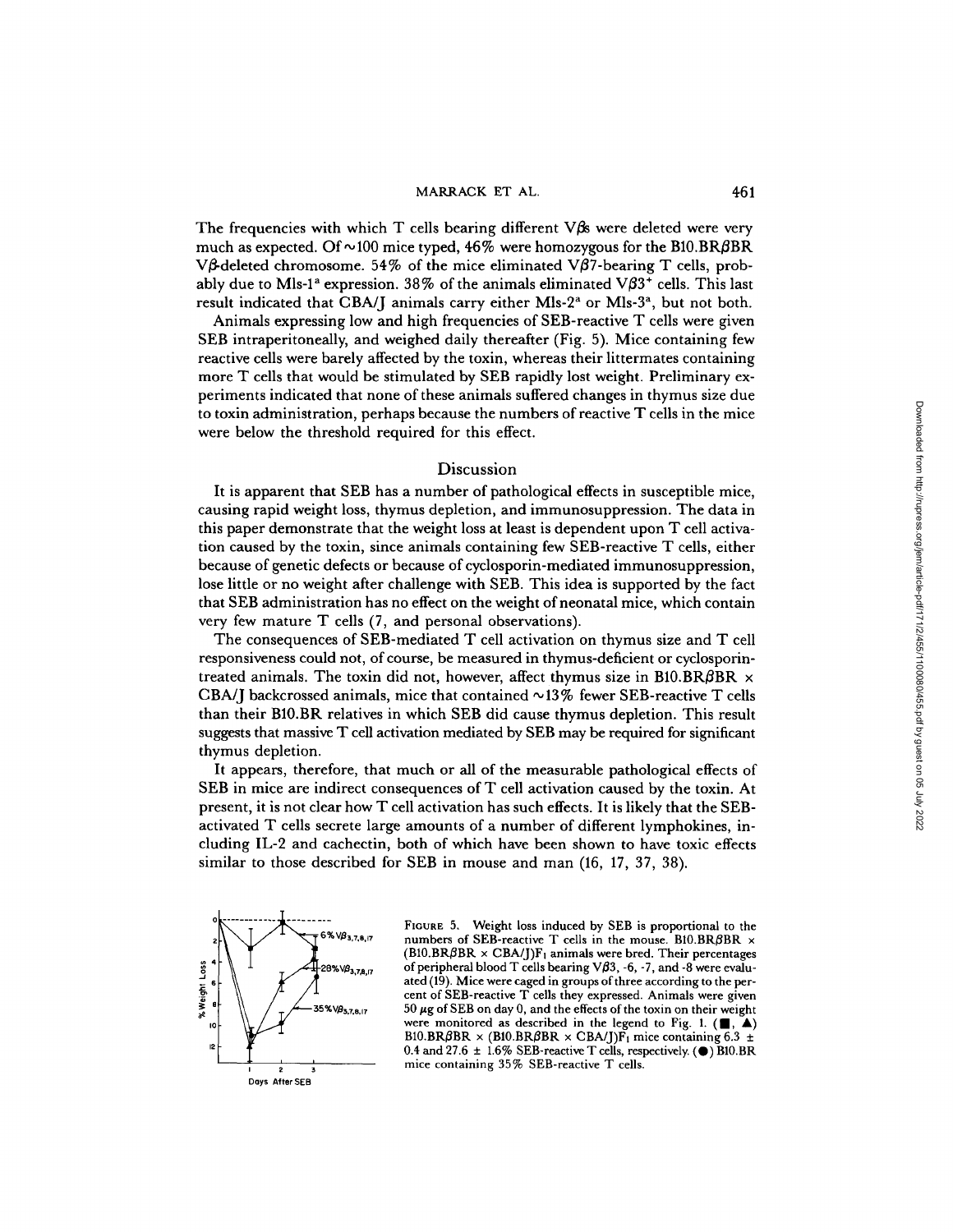The frequencies with which T cells bearing different Vβs were deleted were very much as expected. Of ~100 mice typed, 46% were homozygous for the B10.BRβBR Vβ-deleted chromosome. 54% of the mice eliminated Vβ7-bearing T cells, probably due to Mls-1[a] expression. 38% of the animals eliminated Vβ3[+] cells. This last result indicated that CBA/J animals carry either Mls-2[a] or Mls-3[a], but not both.

Animals expressing low and high frequencies of SEB-reactive T cells were given SEB intraperitoneally, and weighed daily thereafter (Fig. 5). Mice containing few reactive cells were barely affected by the toxin, whereas their littermates containing more T cells that would be stimulated by SEB rapidly lost weight. Preliminary experiments indicated that none of these animals suffered changes in thymus size due to toxin administration, perhaps because the numbers of reactive T cells in the mice were below the threshold required for this effect.

## Discussion

It is apparent that SEB has a number of pathological effects in susceptible mice, causing rapid weight loss, thymus depletion, and immunosuppression. The data in this paper demonstrate that the weight loss at least is dependent upon T cell activation caused by the toxin, since animals containing few SEB-reactive T cells, either because of genetic defects or because of cyclosporin-mediated immunosuppression, lose little or no weight after challenge with SEB. This idea is supported by the fact that SEB administration has no effect on the weight of neonatal mice, which contain very few mature T cells (7, and personal observations).

The consequences of SEB-mediated T cell activation on thymus size and T cell responsiveness could not, of course, be measured in thymus-deficient or cyclosporin-treated animals. The toxin did not, however, affect thymus size in B10.BRβBR × CBA/J backcrossed animals, mice that contained ~13% fewer SEB-reactive T cells than their B10.BR relatives in which SEB did cause thymus depletion. This result suggests that massive T cell activation mediated by SEB may be required for significant thymus depletion.

It appears, therefore, that much or all of the measurable pathological effects of SEB in mice are indirect consequences of T cell activation caused by the toxin. At present, it is not clear how T cell activation has such effects. It is likely that the SEB-activated T cells secrete large amounts of a number of different lymphokines, including IL-2 and cachectin, both of which have been shown to have toxic effects similar to those described for SEB in mouse and man (16, 17, 37, 38).

FIGURE 5. Weight loss induced by SEB is proportional to the numbers of SEB-reactive T cells in the mouse. B10.BRβBR × (B10.BRβBR × CBA/J)F1 animals were bred. Their percentages of peripheral blood T cells bearing Vβ3, -6, -7, and -8 were evaluated (19). Mice were caged in groups of three according to the percent of SEB-reactive T cells they expressed. Animals were given 50 μg of SEB on day 0, and the effects of the toxin on their weight were monitored as described in the legend to Fig. 1. (■, ▲) B10.BRβBR × (B10.BRβBR × CBA/J)F1 mice containing 6.3 ± 0.4 and 27.6 ± 1.6% SEB-reactive T cells, respectively. (●) B10.BR mice containing 35% SEB-reactive T cells.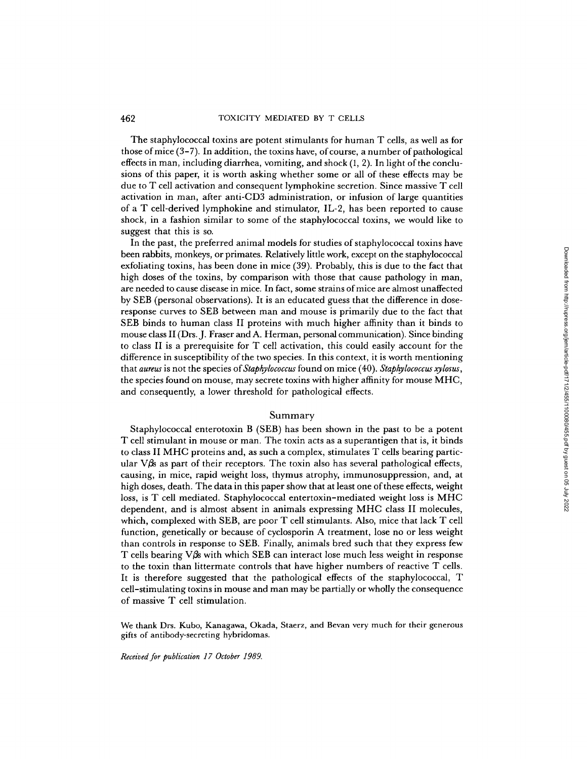The staphylococcal toxins are potent stimulants for human T cells, as well as for those of mice (3–7). In addition, the toxins have, of course, a number of pathological effects in man, including diarrhea, vomiting, and shock (1, 2). In light of the conclusions of this paper, it is worth asking whether some or all of these effects may be due to T cell activation and consequent lymphokine secretion. Since massive T cell activation in man, after anti-CD3 administration, or infusion of large quantities of a T cell-derived lymphokine and stimulator, IL-2, has been reported to cause shock, in a fashion similar to some of the staphylococcal toxins, we would like to suggest that this is so.

In the past, the preferred animal models for studies of staphylococcal toxins have been rabbits, monkeys, or primates. Relatively little work, except on the staphylococcal exfoliating toxins, has been done in mice (39). Probably, this is due to the fact that high doses of the toxins, by comparison with those that cause pathology in man, are needed to cause disease in mice. In fact, some strains of mice are almost unaffected by SEB (personal observations). It is an educated guess that the difference in dose-response curves to SEB between man and mouse is primarily due to the fact that SEB binds to human class II proteins with much higher affinity than it binds to mouse class II (Drs. J. Fraser and A. Herman, personal communication). Since binding to class II is a prerequisite for T cell activation, this could easily account for the difference in susceptibility of the two species. In this context, it is worth mentioning that *aureus* is not the species of *Staphylococcus* found on mice (40). *Staphylococcus xylosus*, the species found on mouse, may secrete toxins with higher affinity for mouse MHC, and consequently, a lower threshold for pathological effects.

## Summary

Staphylococcal enterotoxin B (SEB) has been shown in the past to be a potent T cell stimulant in mouse or man. The toxin acts as a superantigen that is, it binds to class II MHC proteins and, as such a complex, stimulates T cells bearing particular Vβs as part of their receptors. The toxin also has several pathological effects, causing, in mice, rapid weight loss, thymus atrophy, immunosuppression, and, at high doses, death. The data in this paper show that at least one of these effects, weight loss, is T cell mediated. Staphylococcal entertoxin–mediated weight loss is MHC dependent, and is almost absent in animals expressing MHC class II molecules, which, complexed with SEB, are poor T cell stimulants. Also, mice that lack T cell function, genetically or because of cyclosporin A treatment, lose no or less weight than controls in response to SEB. Finally, animals bred such that they express few T cells bearing Vβs with which SEB can interact lose much less weight in response to the toxin than littermate controls that have higher numbers of reactive T cells. It is therefore suggested that the pathological effects of the staphylococcal, T cell–stimulating toxins in mouse and man may be partially or wholly the consequence of massive T cell stimulation.

We thank Drs. Kubo, Kanagawa, Okada, Staerz, and Bevan very much for their generous gifts of antibody-secreting hybridomas.

*Received for publication 17 October 1989.*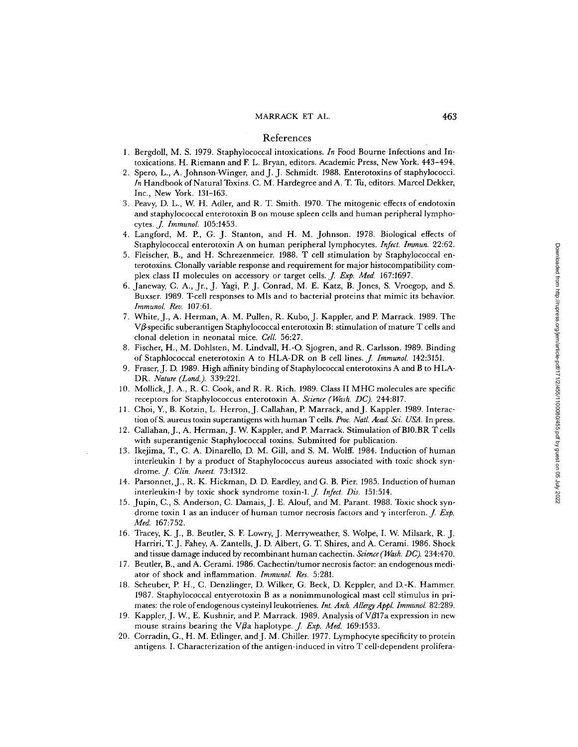## References

1. Bergdoll, M. S. 1979. Staphylococcal intoxications. *In* Food Bourne Infections and Intoxications. H. Riemann and F. L. Bryan, editors. Academic Press, New York. 443–494.
2. Spero, L., A. Johnson-Winger, and J. J. Schmidt. 1988. Enterotoxins of staphylococci. *In* Handbook of Natural Toxins. C. M. Hardegree and A. T. Tu, editors. Marcel Dekker, Inc., New York. 131–163.
3. Peavy, D. L., W. H. Adler, and R. T. Smith. 1970. The mitogenic effects of endotoxin and staphylococcal enterotoxin B on mouse spleen cells and human peripheral lymphocytes. *J. Immunol.* 105:1453.
4. Langford, M. P., G. J. Stanton, and H. M. Johnson. 1978. Biological effects of Staphylococcal enterotoxin A on human peripheral lymphocytes. *Infect. Immun.* 22:62.
5. Fleischer, B., and H. Schrezenmeier. 1988. T cell stimulation by Staphylococcal enterotoxins. Clonally variable response and requirement for major histocompatibility complex class II molecules on accessory or target cells. *J. Exp. Med.* 167:1697.
6. Janeway, C. A., Jr., J. Yagi, P. J. Conrad, M. E. Katz, B. Jones, S. Vroegop, and S. Buxser. 1989. T-cell responses to Mls and to bacterial proteins that mimic its behavior. *Immunol. Rev.* 107:61.
7. White, J., A. Herman, A. M. Pullen, R. Kubo, J. Kappler, and P. Marrack. 1989. The Vβ-specific suberantigen Staphylococcal enterotoxin B: stimulation of mature T cells and clonal deletion in neonatal mice. *Cell.* 56:27.
8. Fischer, H., M. Dohlsten, M. Lindvall, H.-O. Sjogren, and R. Carlsson. 1989. Binding of Staphlococcal eneterotoxin A to HLA-DR on B cell lines. *J. Immunol.* 142:3151.
9. Fraser, J. D. 1989. High affinity binding of Staphylococcal enterotoxins A and B to HLA-DR. *Nature (Lond.).* 339:221.
10. Mollick, J. A., R. C. Cook, and R. R. Rich. 1989. Class II MHC molecules are specific receptors for Staphylococcus enterotoxin A. *Science (Wash. DC).* 244:817.
11. Choi, Y., B. Kotzin, L. Herron, J. Callahan, P. Marrack, and J. Kappler. 1989. Interaction of S. aureus toxin superantigens with human T cells. *Proc. Natl. Acad. Sci. USA.* In press.
12. Callahan, J., A. Herman, J. W. Kappler, and P. Marrack. Stimulation of B10.BR T cells with superantigenic Staphylococcal toxins. Submitted for publication.
13. Ikejima, T., C. A. Dinarello, D. M. Gill, and S. M. Wolff. 1984. Induction of human interleukin 1 by a product of Staphylococcus aureus associated with toxic shock syndrome. *J. Clin. Invest.* 73:1312.
14. Parsonnet, J., R. K. Hickman, D. D. Eardley, and G. B. Pier. 1985. Induction of human interleukin-1 by toxic shock syndrome toxin-1. *J. Infect. Dis.* 151:514.
15. Jupin, C., S. Anderson, C. Damais, J. E. Alouf, and M. Parant. 1988. Toxic shock syndrome toxin 1 as an inducer of human tumor necrosis factors and γ interferon. *J. Exp. Med.* 167:752.
16. Tracey, K. J., B. Beutler, S. F. Lowry, J. Merryweather, S. Wolpe, I. W. Milsark, R. J. Harriri, T. J. Fahey, A. Zantells, J. D. Albert, G. T. Shires, and A. Cerami. 1986. Shock and tissue damage induced by recombinant human cachectin. *Science (Wash. DC).* 234:470.
17. Beutler, B., and A. Cerami. 1986. Cachectin/tumor necrosis factor: an endogenous mediator of shock and inflammation. *Immunol. Res.* 5:281.
18. Scheuber, P. H., C. Denzlinger, D. Wilker, G. Beck, D. Keppler, and D.-K. Hammer. 1987. Staphylococcal entyerotoxin B as a nonimmunological mast cell stimulus in primates: the role of endogenous cysteinyl leukotrienes. *Int. Arch. Allergy Appl. Immunol.* 82:289.
19. Kappler, J. W., E. Kushnir, and P. Marrack. 1989. Analysis of Vβ17a expression in new mouse strains bearing the Vβa haplotype. *J. Exp. Med.* 169:1533.
20. Corradin, G., H. M. Etlinger, and J. M. Chiller. 1977. Lymphocyte specificity to protein antigens. I. Characterization of the antigen-induced in vitro T cell-dependent prolifera-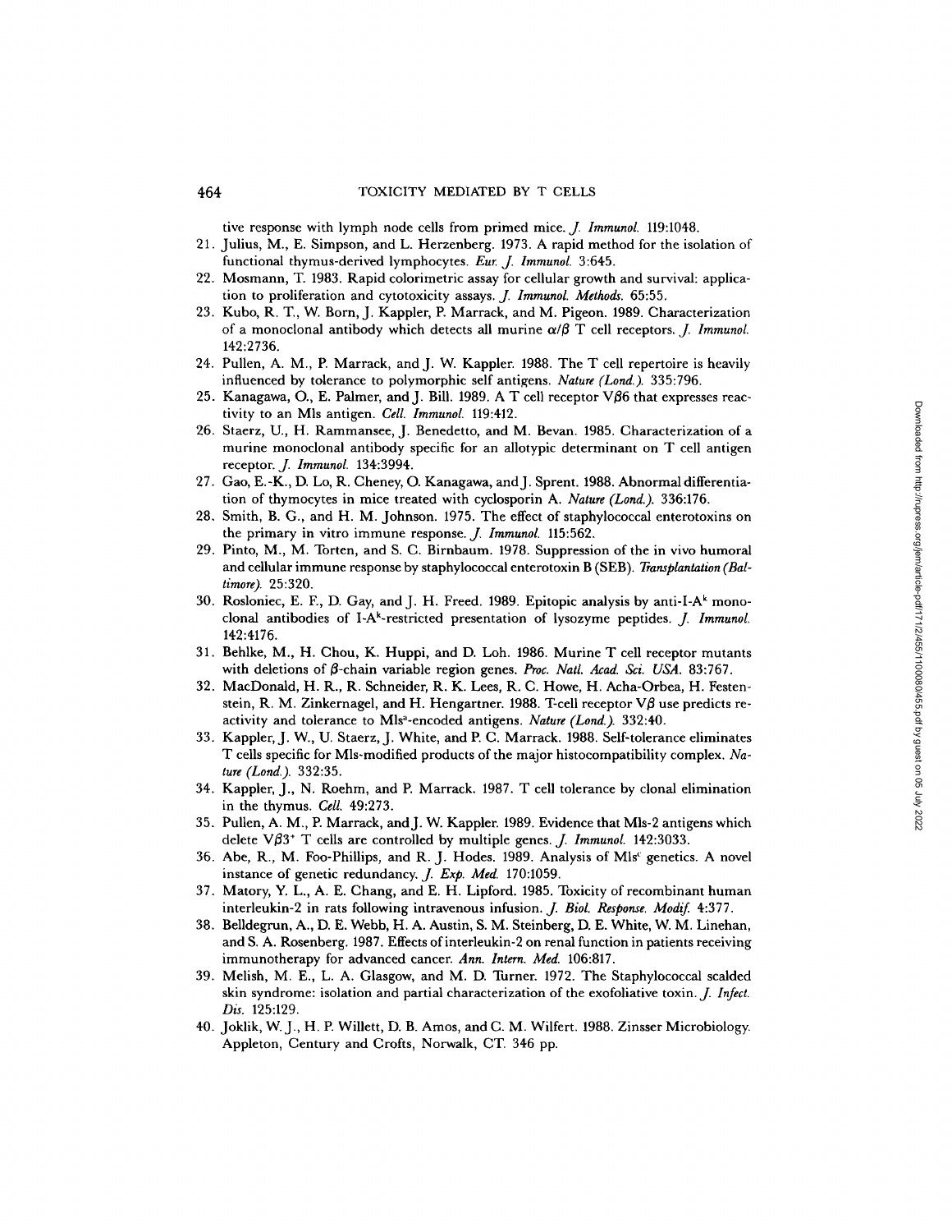tive response with lymph node cells from primed mice. *J. Immunol.* 119:1048.

21. Julius, M., E. Simpson, and L. Herzenberg. 1973. A rapid method for the isolation of functional thymus-derived lymphocytes. *Eur. J. Immunol.* 3:645.
22. Mosmann, T. 1983. Rapid colorimetric assay for cellular growth and survival: application to proliferation and cytotoxicity assays. *J. Immunol. Methods.* 65:55.
23. Kubo, R. T., W. Born, J. Kappler, P. Marrack, and M. Pigeon. 1989. Characterization of a monoclonal antibody which detects all murine $\alpha/\beta$ T cell receptors. *J. Immunol.* 142:2736.
24. Pullen, A. M., P. Marrack, and J. W. Kappler. 1988. The T cell repertoire is heavily influenced by tolerance to polymorphic self antigens. *Nature (Lond.).* 335:796.
25. Kanagawa, O., E. Palmer, and J. Bill. 1989. A T cell receptor V$\beta$6 that expresses reactivity to an Mls antigen. *Cell. Immunol.* 119:412.
26. Staerz, U., H. Rammansee, J. Benedetto, and M. Bevan. 1985. Characterization of a murine monoclonal antibody specific for an allotypic determinant on T cell antigen receptor. *J. Immunol.* 134:3994.
27. Gao, E.-K., D. Lo, R. Cheney, O. Kanagawa, and J. Sprent. 1988. Abnormal differentiation of thymocytes in mice treated with cyclosporin A. *Nature (Lond.).* 336:176.
28. Smith, B. G., and H. M. Johnson. 1975. The effect of staphylococcal enterotoxins on the primary in vitro immune response. *J. Immunol.* 115:562.
29. Pinto, M., M. Torten, and S. C. Birnbaum. 1978. Suppression of the in vivo humoral and cellular immune response by staphylococcal enterotoxin B (SEB). *Transplantation (Baltimore).* 25:320.
30. Rosloniec, E. F., D. Gay, and J. H. Freed. 1989. Epitopic analysis by anti-I-A$^k$ monoclonal antibodies of I-A$^k$-restricted presentation of lysozyme peptides. *J. Immunol.* 142:4176.
31. Behlke, M., H. Chou, K. Huppi, and D. Loh. 1986. Murine T cell receptor mutants with deletions of $\beta$-chain variable region genes. *Proc. Natl. Acad. Sci. USA.* 83:767.
32. MacDonald, H. R., R. Schneider, R. K. Lees, R. C. Howe, H. Acha-Orbea, H. Festenstein, R. M. Zinkernagel, and H. Hengartner. 1988. T-cell receptor V$\beta$ use predicts reactivity and tolerance to Mls$^a$-encoded antigens. *Nature (Lond.).* 332:40.
33. Kappler, J. W., U. Staerz, J. White, and P. C. Marrack. 1988. Self-tolerance eliminates T cells specific for Mls-modified products of the major histocompatibility complex. *Nature (Lond.).* 332:35.
34. Kappler, J., N. Roehm, and P. Marrack. 1987. T cell tolerance by clonal elimination in the thymus. *Cell.* 49:273.
35. Pullen, A. M., P. Marrack, and J. W. Kappler. 1989. Evidence that Mls-2 antigens which delete V$\beta$3$^+$ T cells are controlled by multiple genes. *J. Immunol.* 142:3033.
36. Abe, R., M. Foo-Phillips, and R. J. Hodes. 1989. Analysis of Mls$^c$ genetics. A novel instance of genetic redundancy. *J. Exp. Med.* 170:1059.
37. Matory, Y. L., A. E. Chang, and E. H. Lipford. 1985. Toxicity of recombinant human interleukin-2 in rats following intravenous infusion. *J. Biol. Response. Modif.* 4:377.
38. Belldegrun, A., D. E. Webb, H. A. Austin, S. M. Steinberg, D. E. White, W. M. Linehan, and S. A. Rosenberg. 1987. Effects of interleukin-2 on renal function in patients receiving immunotherapy for advanced cancer. *Ann. Intern. Med.* 106:817.
39. Melish, M. E., L. A. Glasgow, and M. D. Turner. 1972. The Staphylococcal scalded skin syndrome: isolation and partial characterization of the exofoliative toxin. *J. Infect. Dis.* 125:129.
40. Joklik, W. J., H. P. Willett, D. B. Amos, and C. M. Wilfert. 1988. Zinsser Microbiology. Appleton, Century and Crofts, Norwalk, CT. 346 pp.